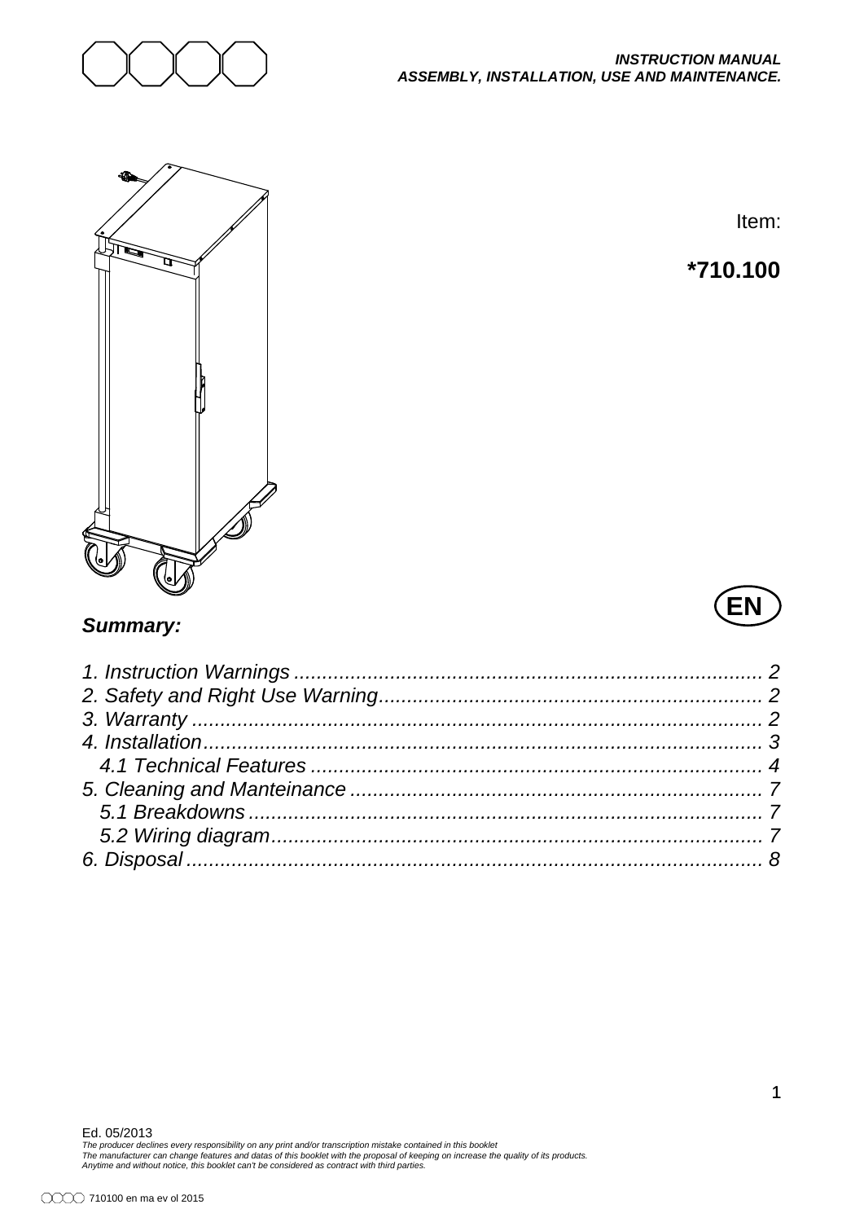***INSTRUCTION MANUAL***
***ASSEMBLY, INSTALLATION, USE AND MAINTENANCE.***

Item:

**\*710.100**

**EN**

## *Summary:*

*1. Instruction Warnings ... 2*
*2. Safety and Right Use Warning ... 2*
*3. Warranty ... 2*
*4. Installation ... 3*
  *4.1 Technical Features ... 4*
*5. Cleaning and Manteinance ... 7*
  *5.1 Breakdowns ... 7*
  *5.2 Wiring diagram ... 7*
*6. Disposal ... 8*

Ed. 05/2013
*The producer declines every responsibility on any print and/or transcription mistake contained in this booklet*
*The manufacturer can change features and datas of this booklet with the proposal of keeping on increase the quality of its products.*
*Anytime and without notice, this booklet can't be considered as contract with third parties.*

710100 en ma ev ol 2015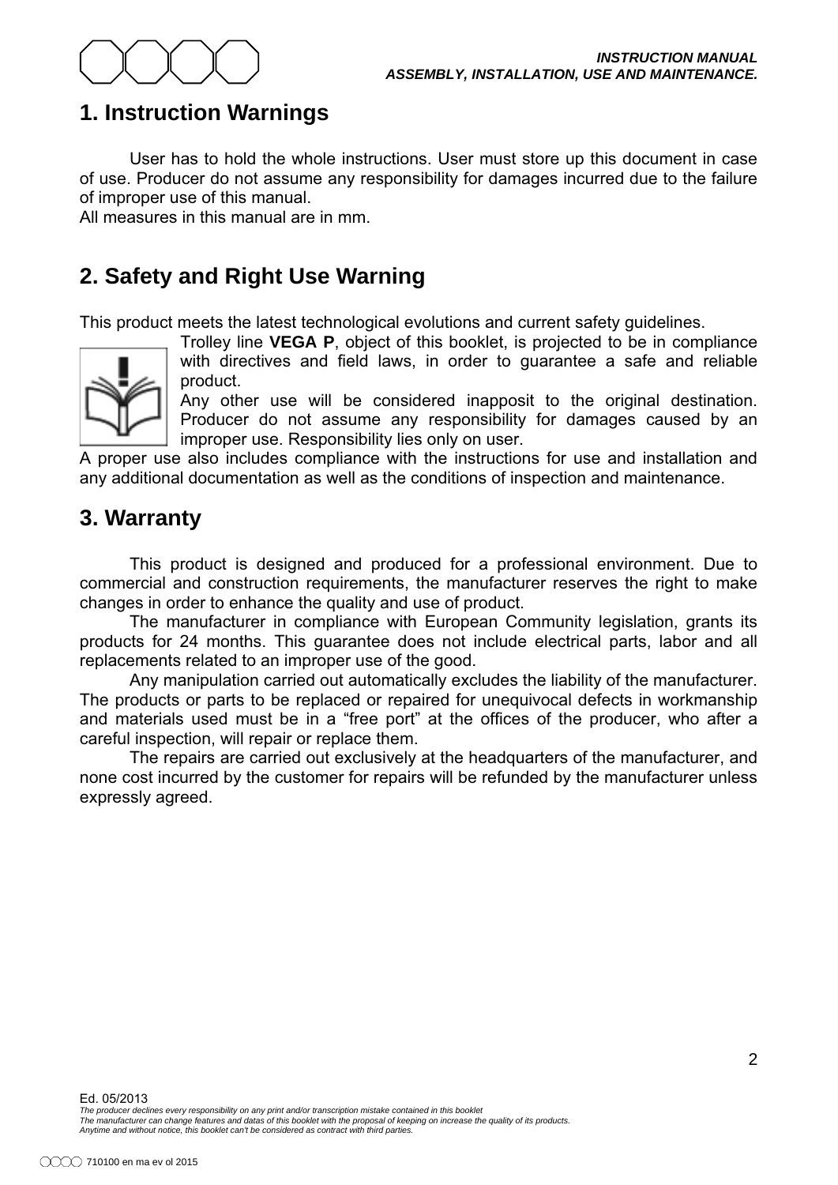## 1. Instruction Warnings

User has to hold the whole instructions. User must store up this document in case of use. Producer do not assume any responsibility for damages incurred due to the failure of improper use of this manual.
All measures in this manual are in mm.

## 2. Safety and Right Use Warning

This product meets the latest technological evolutions and current safety guidelines.

Trolley line **VEGA P**, object of this booklet, is projected to be in compliance with directives and field laws, in order to guarantee a safe and reliable product.
Any other use will be considered inapposit to the original destination. Producer do not assume any responsibility for damages caused by an improper use. Responsibility lies only on user.

A proper use also includes compliance with the instructions for use and installation and any additional documentation as well as the conditions of inspection and maintenance.

## 3. Warranty

This product is designed and produced for a professional environment. Due to commercial and construction requirements, the manufacturer reserves the right to make changes in order to enhance the quality and use of product.

The manufacturer in compliance with European Community legislation, grants its products for 24 months. This guarantee does not include electrical parts, labor and all replacements related to an improper use of the good.

Any manipulation carried out automatically excludes the liability of the manufacturer. The products or parts to be replaced or repaired for unequivocal defects in workmanship and materials used must be in a "free port" at the offices of the producer, who after a careful inspection, will repair or replace them.

The repairs are carried out exclusively at the headquarters of the manufacturer, and none cost incurred by the customer for repairs will be refunded by the manufacturer unless expressly agreed.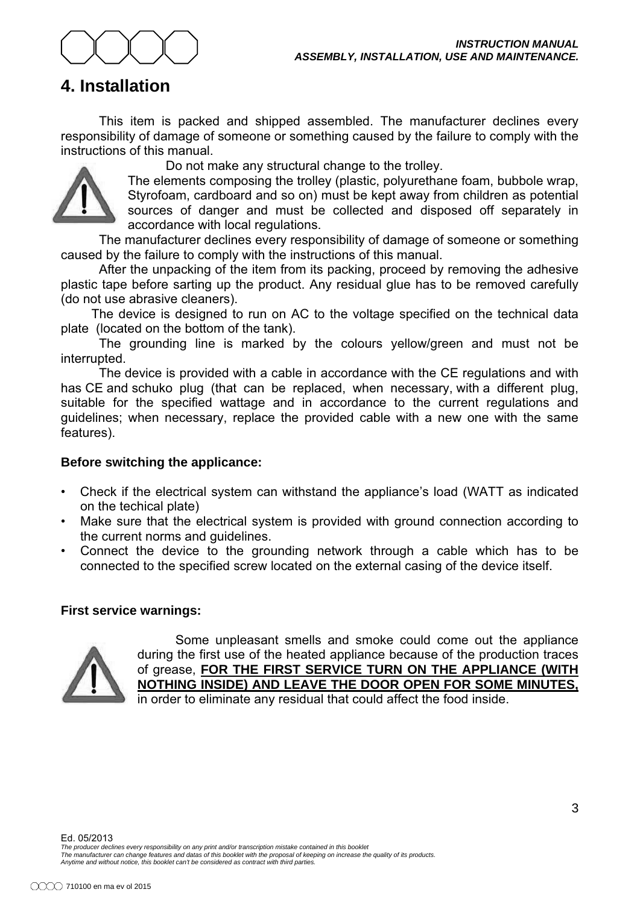# 4. Installation

This item is packed and shipped assembled. The manufacturer declines every responsibility of damage of someone or something caused by the failure to comply with the instructions of this manual.

Do not make any structural change to the trolley.

The elements composing the trolley (plastic, polyurethane foam, bubbole wrap, Styrofoam, cardboard and so on) must be kept away from children as potential sources of danger and must be collected and disposed off separately in accordance with local regulations.

The manufacturer declines every responsibility of damage of someone or something caused by the failure to comply with the instructions of this manual.

After the unpacking of the item from its packing, proceed by removing the adhesive plastic tape before sarting up the product. Any residual glue has to be removed carefully (do not use abrasive cleaners).

The device is designed to run on AC to the voltage specified on the technical data plate (located on the bottom of the tank).

The grounding line is marked by the colours yellow/green and must not be interrupted.

The device is provided with a cable in accordance with the CE regulations and with has CE and schuko plug (that can be replaced, when necessary, with a different plug, suitable for the specified wattage and in accordance to the current regulations and guidelines; when necessary, replace the provided cable with a new one with the same features).

**Before switching the applicance:**

- Check if the electrical system can withstand the appliance's load (WATT as indicated on the techical plate)
- Make sure that the electrical system is provided with ground connection according to the current norms and guidelines.
- Connect the device to the grounding network through a cable which has to be connected to the specified screw located on the external casing of the device itself.

**First service warnings:**

Some unpleasant smells and smoke could come out the appliance during the first use of the heated appliance because of the production traces of grease, **FOR THE FIRST SERVICE TURN ON THE APPLIANCE (WITH NOTHING INSIDE) AND LEAVE THE DOOR OPEN FOR SOME MINUTES,** in order to eliminate any residual that could affect the food inside.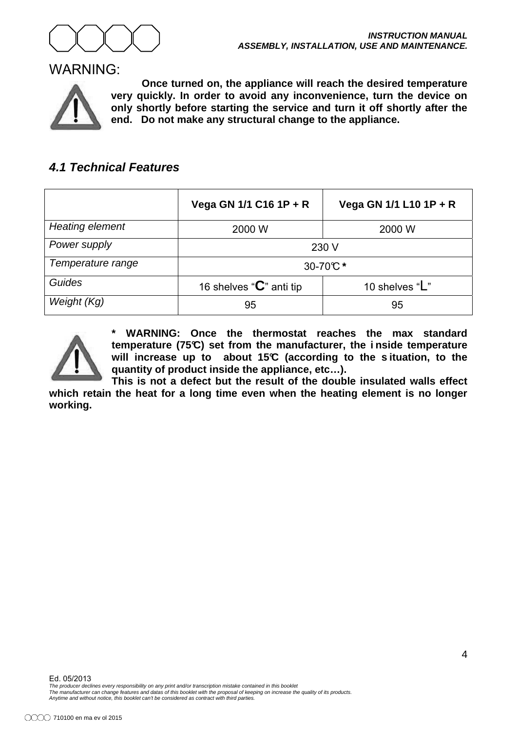WARNING:

**Once turned on, the appliance will reach the desired temperature very quickly. In order to avoid any inconvenience, turn the device on only shortly before starting the service and turn it off shortly after the end. Do not make any structural change to the appliance.**

### *4.1 Technical Features*

| | **Vega GN 1/1 C16 1P + R** | **Vega GN 1/1 L10 1P + R** |
|---|---|---|
| *Heating element* | 2000 W | 2000 W |
| *Power supply* | 230 V | |
| *Temperature range* | 30-70°C * | |
| *Guides* | 16 shelves "C" anti tip | 10 shelves "L" |
| *Weight (Kg)* | 95 | 95 |

**\* WARNING: Once the thermostat reaches the max standard temperature (75°C) set from the manufacturer, the inside temperature will increase up to about 15°C (according to the situation, to the quantity of product inside the appliance, etc…).**

**This is not a defect but the result of the double insulated walls effect which retain the heat for a long time even when the heating element is no longer working.**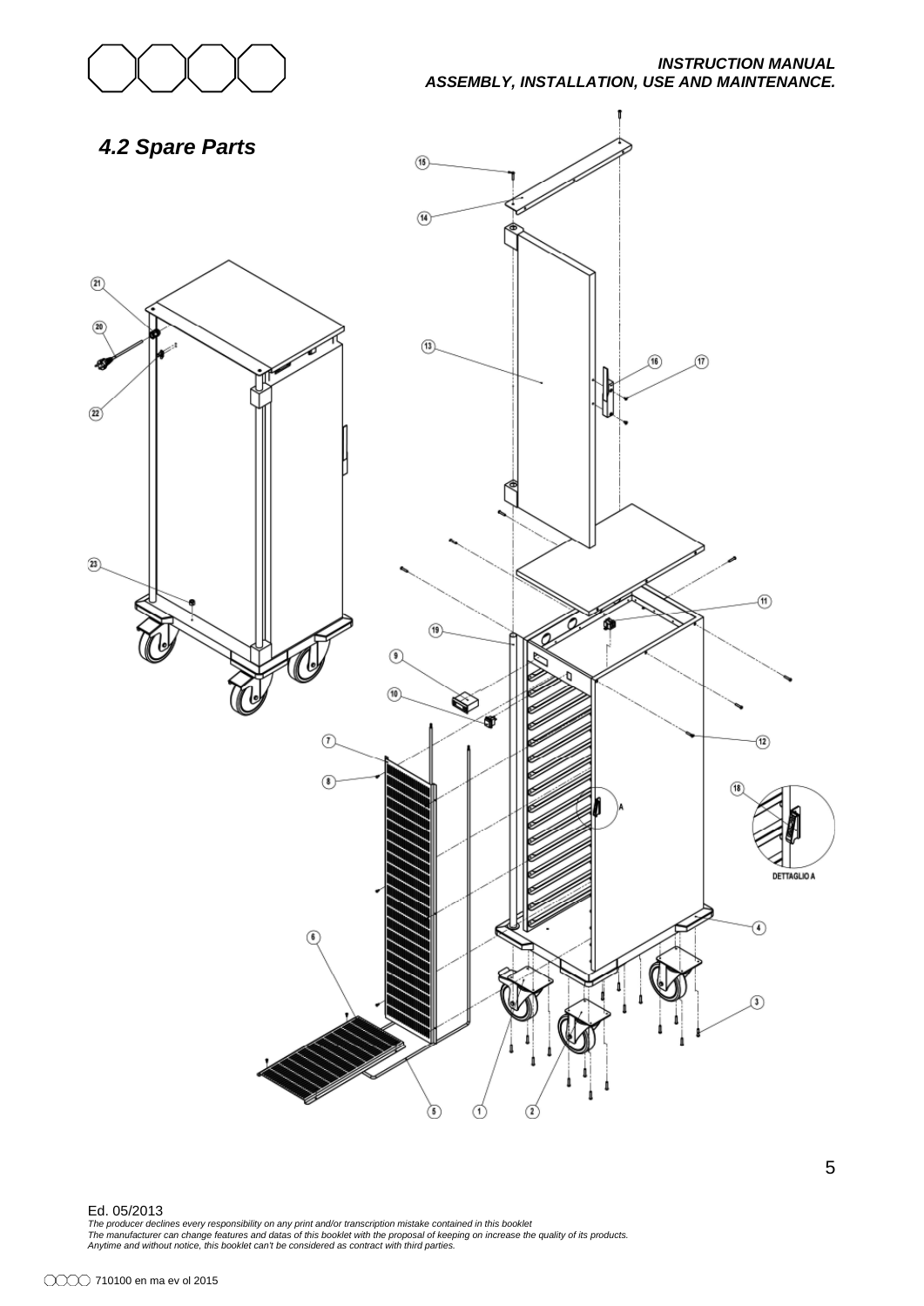## 4.2 Spare Parts

Ed. 05/2013

*The producer declines every responsibility on any print and/or transcription mistake contained in this booklet*
*The manufacturer can change features and datas of this booklet with the proposal of keeping on increase the quality of its products.*
*Anytime and without notice, this booklet can't be considered as contract with third parties.*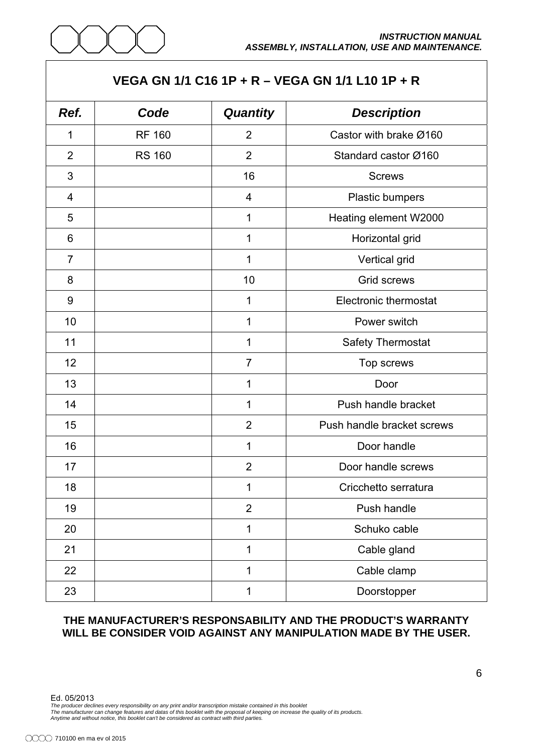| VEGA GN 1/1 C16 1P + R – VEGA GN 1/1 L10 1P + R | | | |
|---|---|---|---|
| ***Ref.*** | ***Code*** | ***Quantity*** | ***Description*** |
| 1 | RF 160 | 2 | Castor with brake Ø160 |
| 2 | RS 160 | 2 | Standard castor Ø160 |
| 3 | | 16 | Screws |
| 4 | | 4 | Plastic bumpers |
| 5 | | 1 | Heating element W2000 |
| 6 | | 1 | Horizontal grid |
| 7 | | 1 | Vertical grid |
| 8 | | 10 | Grid screws |
| 9 | | 1 | Electronic thermostat |
| 10 | | 1 | Power switch |
| 11 | | 1 | Safety Thermostat |
| 12 | | 7 | Top screws |
| 13 | | 1 | Door |
| 14 | | 1 | Push handle bracket |
| 15 | | 2 | Push handle bracket screws |
| 16 | | 1 | Door handle |
| 17 | | 2 | Door handle screws |
| 18 | | 1 | Cricchetto serratura |
| 19 | | 2 | Push handle |
| 20 | | 1 | Schuko cable |
| 21 | | 1 | Cable gland |
| 22 | | 1 | Cable clamp |
| 23 | | 1 | Doorstopper |

**THE MANUFACTURER'S RESPONSABILITY AND THE PRODUCT'S WARRANTY WILL BE CONSIDER VOID AGAINST ANY MANIPULATION MADE BY THE USER.**

Ed. 05/2013

*The producer declines every responsibility on any print and/or transcription mistake contained in this booklet*
*The manufacturer can change features and datas of this booklet with the proposal of keeping on increase the quality of its products.*
*Anytime and without notice, this booklet can't be considered as contract with third parties.*

710100 en ma ev ol 2015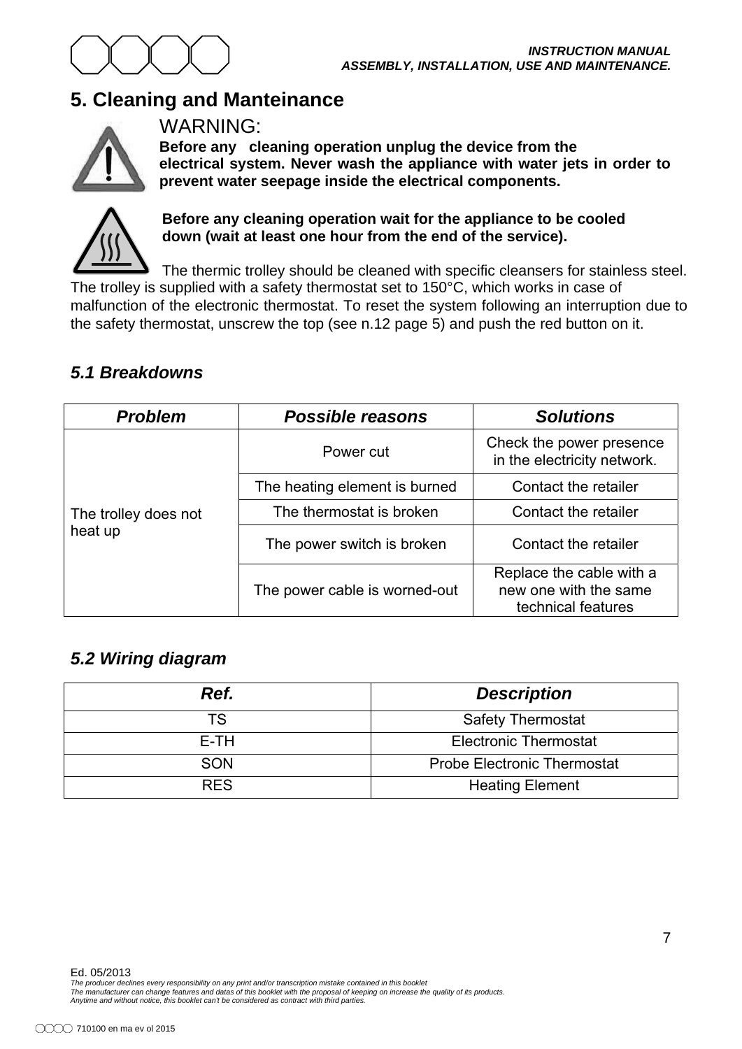# 5. Cleaning and Manteinance

WARNING:

**Before any cleaning operation unplug the device from the electrical system. Never wash the appliance with water jets in order to prevent water seepage inside the electrical components.**

**Before any cleaning operation wait for the appliance to be cooled down (wait at least one hour from the end of the service).**

The thermic trolley should be cleaned with specific cleansers for stainless steel. The trolley is supplied with a safety thermostat set to 150°C, which works in case of malfunction of the electronic thermostat. To reset the system following an interruption due to the safety thermostat, unscrew the top (see n.12 page 5) and push the red button on it.

## *5.1 Breakdowns*

| ***Problem*** | ***Possible reasons*** | ***Solutions*** |
|---|---|---|
| The trolley does not heat up | Power cut | Check the power presence in the electricity network. |
| | The heating element is burned | Contact the retailer |
| | The thermostat is broken | Contact the retailer |
| | The power switch is broken | Contact the retailer |
| | The power cable is worned-out | Replace the cable with a new one with the same technical features |

## *5.2 Wiring diagram*

| ***Ref.*** | ***Description*** |
|---|---|
| TS | Safety Thermostat |
| E-TH | Electronic Thermostat |
| SON | Probe Electronic Thermostat |
| RES | Heating Element |

Ed. 05/2013

*The producer declines every responsibility on any print and/or transcription mistake contained in this booklet*
*The manufacturer can change features and datas of this booklet with the proposal of keeping on increase the quality of its products.*
*Anytime and without notice, this booklet can't be considered as contract with third parties.*

710100 en ma ev ol 2015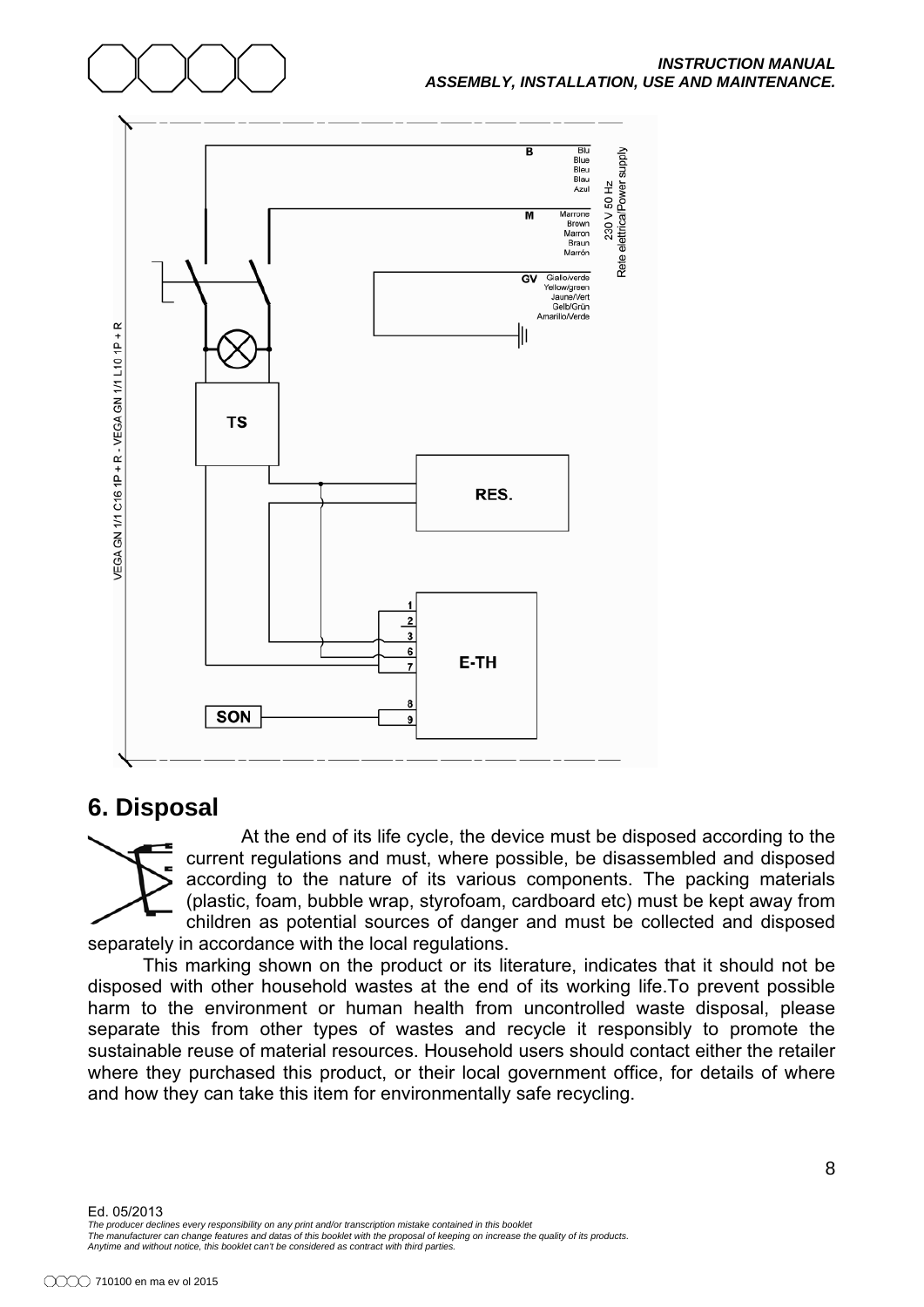B Blu Blue Bleu Blau Azul

M Marrone Brown Marron Braun Marrón

GV Giallo/verde Yellow/green Jaune/Vert Gelb/Grün Amarillo/Verde

230 V 50 Hz
Rete elettrica/Power supply

VEGA GN 1/1 C16 1P + R - VEGA GN 1/1 L10 1P + R

TS

RES.

E-TH

1
2
3
6
7
8
9

SON

## 6. Disposal

At the end of its life cycle, the device must be disposed according to the current regulations and must, where possible, be disassembled and disposed according to the nature of its various components. The packing materials (plastic, foam, bubble wrap, styrofoam, cardboard etc) must be kept away from children as potential sources of danger and must be collected and disposed separately in accordance with the local regulations.

This marking shown on the product or its literature, indicates that it should not be disposed with other household wastes at the end of its working life.To prevent possible harm to the environment or human health from uncontrolled waste disposal, please separate this from other types of wastes and recycle it responsibly to promote the sustainable reuse of material resources. Household users should contact either the retailer where they purchased this product, or their local government office, for details of where and how they can take this item for environmentally safe recycling.

Ed. 05/2013

*The producer declines every responsibility on any print and/or transcription mistake contained in this booklet*
*The manufacturer can change features and datas of this booklet with the proposal of keeping on increase the quality of its products.*
*Anytime and without notice, this booklet can't be considered as contract with third parties.*

710100 en ma ev ol 2015